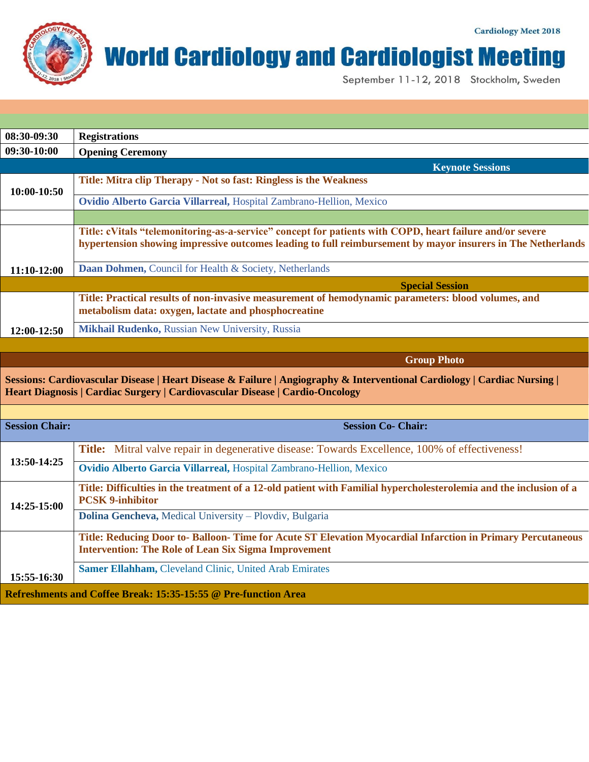# World Cardiology and Cardiologist Meeting

Cardiology Meet 2018

September 11-12, 2018 Stockholm, Sweden

| | |
|---|---|
| **08:30-09:30** | **Registrations** |
| **09:30-10:00** | **Opening Ceremony** |
| | **Keynote Sessions** |
| **10:00-10:50** | **Title: Mitra clip Therapy - Not so fast: Ringless is the Weakness** |
| | **Ovidio Alberto Garcia Villarreal,** Hospital Zambrano-Hellion, Mexico |
| | |
| **11:10-12:00** | **Title: cVitals "telemonitoring-as-a-service" concept for patients with COPD, heart failure and/or severe hypertension showing impressive outcomes leading to full reimbursement by mayor insurers in The Netherlands** |
| | **Daan Dohmen,** Council for Health & Society, Netherlands |
| | **Special Session** |
| **12:00-12:50** | **Title: Practical results of non-invasive measurement of hemodynamic parameters: blood volumes, and metabolism data: oxygen, lactate and phosphocreatine** |
| | **Mikhail Rudenko,** Russian New University, Russia |
| | |
| | **Group Photo** |

**Sessions: Cardiovascular Disease | Heart Disease & Failure | Angiography & Interventional Cardiology | Cardiac Nursing | Heart Diagnosis | Cardiac Surgery | Cardiovascular Disease | Cardio-Oncology**

| **Session Chair:** | **Session Co- Chair:** |
|---|---|
| **13:50-14:25** | **Title:** Mitral valve repair in degenerative disease: Towards Excellence, 100% of effectiveness! |
| | **Ovidio Alberto Garcia Villarreal,** Hospital Zambrano-Hellion, Mexico |
| **14:25-15:00** | **Title: Difficulties in the treatment of a 12-old patient with Familial hypercholesterolemia and the inclusion of a PCSK 9-inhibitor** |
| | **Dolina Gencheva,** Medical University – Plovdiv, Bulgaria |
| **15:55-16:30** | **Title: Reducing Door to- Balloon- Time for Acute ST Elevation Myocardial Infarction in Primary Percutaneous Intervention: The Role of Lean Six Sigma Improvement** |
| | **Samer Ellahham,** Cleveland Clinic, United Arab Emirates |

**Refreshments and Coffee Break: 15:35-15:55 @ Pre-function Area**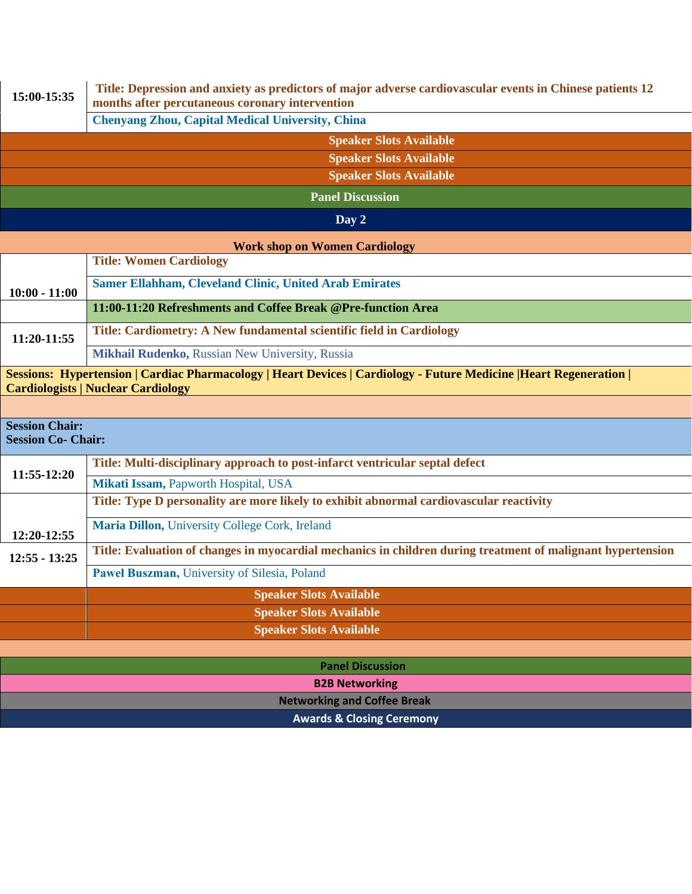| | |
|---|---|
| 15:00-15:35 | **Title: Depression and anxiety as predictors of major adverse cardiovascular events in Chinese patients 12 months after percutaneous coronary intervention** |
| | **Chenyang Zhou, Capital Medical University, China** |
| **Speaker Slots Available** | |
| **Speaker Slots Available** | |
| **Speaker Slots Available** | |
| **Panel Discussion** | |

## Day 2

**Work shop on Women Cardiology**

| | |
|---|---|
| 10:00 - 11:00 | **Title: Women Cardiology** |
| | **Samer Ellahham, Cleveland Clinic, United Arab Emirates** |
| | **11:00-11:20 Refreshments and Coffee Break @Pre-function Area** |
| 11:20-11:55 | **Title: Cardiometry: A New fundamental scientific field in Cardiology** |
| | **Mikhail Rudenko,** Russian New University, Russia |

**Sessions: Hypertension | Cardiac Pharmacology | Heart Devices | Cardiology - Future Medicine |Heart Regeneration | Cardiologists | Nuclear Cardiology**

**Session Chair:**
**Session Co- Chair:**

| | |
|---|---|
| 11:55-12:20 | **Title: Multi-disciplinary approach to post-infarct ventricular septal defect** |
| | **Mikati Issam,** Papworth Hospital, USA |
| 12:20-12:55 | **Title: Type D personality are more likely to exhibit abnormal cardiovascular reactivity** |
| | **Maria Dillon,** University College Cork, Ireland |
| 12:55 - 13:25 | **Title: Evaluation of changes in myocardial mechanics in children during treatment of malignant hypertension** |
| | **Paweł Buszman,** University of Silesia, Poland |
| | **Speaker Slots Available** |
| | **Speaker Slots Available** |
| | **Speaker Slots Available** |

**Panel Discussion**

**B2B Networking**

**Networking and Coffee Break**

**Awards & Closing Ceremony**